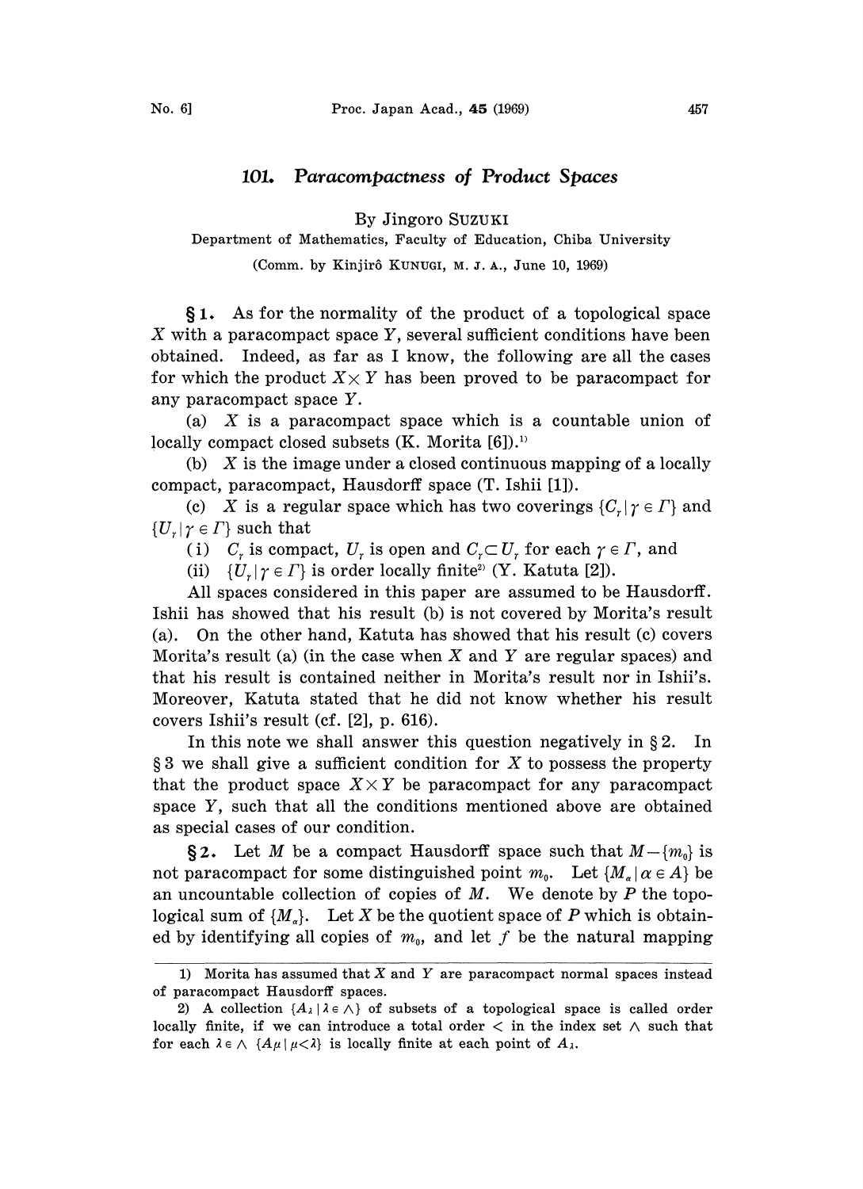# 101. Paracompactness of Product Spaces

By Jingoro SUZUKI

Department of Mathematics, Faculty of Education, Chiba University

(Comm. by Kinjirô KUNUGI, M. J. A., June 10, 1969)

**§1.** As for the normality of the product of a topological space $X$ with a paracompact space $Y$, several sufficient conditions have been obtained. Indeed, as far as I know, the following are all the cases for which the product $X\times Y$ has been proved to be paracompact for any paracompact space $Y$.

(a) $X$ is a paracompact space which is a countable union of locally compact closed subsets (K. Morita [6]).[1]

(b) $X$ is the image under a closed continuous mapping of a locally compact, paracompact, Hausdorff space (T. Ishii [1]).

(c) $X$ is a regular space which has two coverings $\{C_\gamma \mid \gamma \in \Gamma\}$ and $\{U_\gamma \mid \gamma \in \Gamma\}$ such that

(i) $C_\gamma$ is compact, $U_\gamma$ is open and $C_\gamma \subset U_\gamma$ for each $\gamma \in \Gamma$, and

(ii) $\{U_\gamma \mid \gamma \in \Gamma\}$ is order locally finite[2] (Y. Katuta [2]).

All spaces considered in this paper are assumed to be Hausdorff. Ishii has showed that his result (b) is not covered by Morita's result (a). On the other hand, Katuta has showed that his result (c) covers Morita's result (a) (in the case when $X$ and $Y$ are regular spaces) and that his result is contained neither in Morita's result nor in Ishii's. Moreover, Katuta stated that he did not know whether his result covers Ishii's result (cf. [2], p. 616).

In this note we shall answer this question negatively in §2. In §3 we shall give a sufficient condition for $X$ to possess the property that the product space $X\times Y$ be paracompact for any paracompact space $Y$, such that all the conditions mentioned above are obtained as special cases of our condition.

**§2.** Let $M$ be a compact Hausdorff space such that $M-\{m_0\}$ is not paracompact for some distinguished point $m_0$. Let $\{M_\alpha \mid \alpha \in A\}$ be an uncountable collection of copies of $M$. We denote by $P$ the topological sum of $\{M_\alpha\}$. Let $X$ be the quotient space of $P$ which is obtained by identifying all copies of $m_0$, and let $f$ be the natural mapping

---

1) Morita has assumed that $X$ and $Y$ are paracompact normal spaces instead of paracompact Hausdorff spaces.

2) A collection $\{A_\lambda \mid \lambda \in \wedge\}$ of subsets of a topological space is called order locally finite, if we can introduce a total order $<$ in the index set $\wedge$ such that for each $\lambda \in \wedge$ $\{A_\mu \mid \mu < \lambda\}$ is locally finite at each point of $A_\lambda$.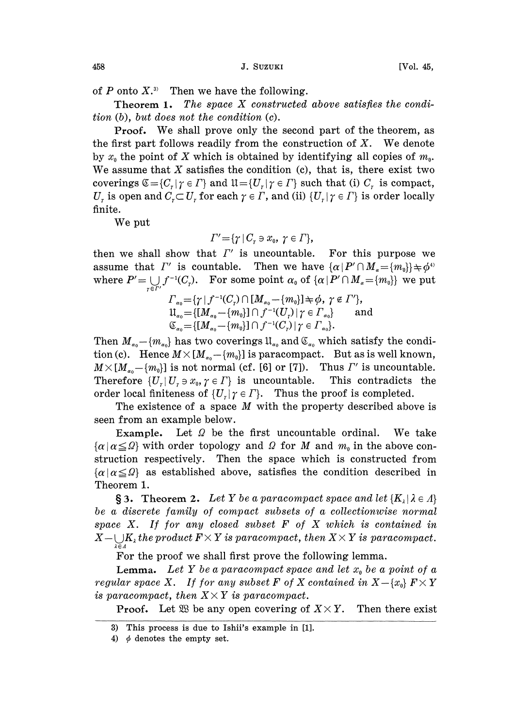of $P$ onto $X$.[3] Then we have the following.

**Theorem 1.** *The space $X$ constructed above satisfies the condition (b), but does not the condition (c).*

**Proof.** We shall prove only the second part of the theorem, as the first part follows readily from the construction of $X$. We denote by $x_0$ the point of $X$ which is obtained by identifying all copies of $m_0$. We assume that $X$ satisfies the condition (c), that is, there exist two coverings $\mathfrak{C}=\{C_\gamma \mid \gamma \in \Gamma\}$ and $\mathfrak{U}=\{U_\gamma \mid \gamma \in \Gamma\}$ such that (i) $C_\gamma$ is compact, $U_\gamma$ is open and $C_\gamma \subset U_\gamma$ for each $\gamma \in \Gamma$, and (ii) $\{U_\gamma \mid \gamma \in \Gamma\}$ is order locally finite.

We put

$$\Gamma'=\{\gamma \mid C_\gamma \ni x_0,\ \gamma \in \Gamma\},$$

then we shall show that $\Gamma'$ is uncountable. For this purpose we assume that $\Gamma'$ is countable. Then we have $\{\alpha \mid P' \cap M_\alpha = \{m_0\}\} \neq \phi$[4] where $P'=\bigcup_{\gamma \in \Gamma'} f^{-1}(C_\gamma)$. For some point $\alpha_0$ of $\{\alpha \mid P' \cap M_\alpha = \{m_0\}\}$ we put

$$\Gamma_{\alpha_0}=\{\gamma \mid f^{-1}(C_\gamma) \cap [M_{\alpha_0}-\{m_0\}] \neq \phi,\ \gamma \notin \Gamma'\},$$
$$\mathfrak{U}_{\alpha_0}=\{[M_{\alpha_0}-\{m_0\}] \cap f^{-1}(U_\gamma) \mid \gamma \in \Gamma_{\alpha_0}\} \quad \text{and}$$
$$\mathfrak{C}_{\alpha_0}=\{[M_{\alpha_0}-\{m_0\}] \cap f^{-1}(C_\gamma) \mid \gamma \in \Gamma_{\alpha_0}\}.$$

Then $M_{\alpha_0}-\{m_{\alpha_0}\}$ has two coverings $\mathfrak{U}_{\alpha_0}$ and $\mathfrak{C}_{\alpha_0}$ which satisfy the condition (c). Hence $M \times [M_{\alpha_0}-\{m_0\}]$ is paracompact. But as is well known, $M \times [M_{\alpha_0}-\{m_0\}]$ is not normal (cf. [6] or [7]). Thus $\Gamma'$ is uncountable. Therefore $\{U_\gamma \mid U_\gamma \ni x_0, \gamma \in \Gamma\}$ is uncountable. This contradicts the order local finiteness of $\{U_\gamma \mid \gamma \in \Gamma\}$. Thus the proof is completed.

The existence of a space $M$ with the property described above is seen from an example below.

**Example.** Let $\Omega$ be the first uncountable ordinal. We take $\{\alpha \mid \alpha \leqq \Omega\}$ with order topology and $\Omega$ for $M$ and $m_0$ in the above construction respectively. Then the space which is constructed from $\{\alpha \mid \alpha \leqq \Omega\}$ as established above, satisfies the condition described in Theorem 1.

**§3. Theorem 2.** *Let $Y$ be a paracompact space and let $\{K_\lambda \mid \lambda \in \Lambda\}$ be a discrete family of compact subsets of a collectionwise normal space $X$. If for any closed subset $F$ of $X$ which is contained in $X-\bigcup_{\lambda \in \Lambda} K_\lambda$ the product $F \times Y$ is paracompact, then $X \times Y$ is paracompact.*

For the proof we shall first prove the following lemma.

**Lemma.** *Let $Y$ be a paracompact space and let $x_0$ be a point of a regular space $X$. If for any subset $F$ of $X$ contained in $X-\{x_0\}$ $F \times Y$ is paracompact, then $X \times Y$ is paracompact.*

**Proof.** Let $\mathfrak{W}$ be any open covering of $X \times Y$. Then there exist

---

3) This process is due to Ishii's example in [1].

4) $\phi$ denotes the empty set.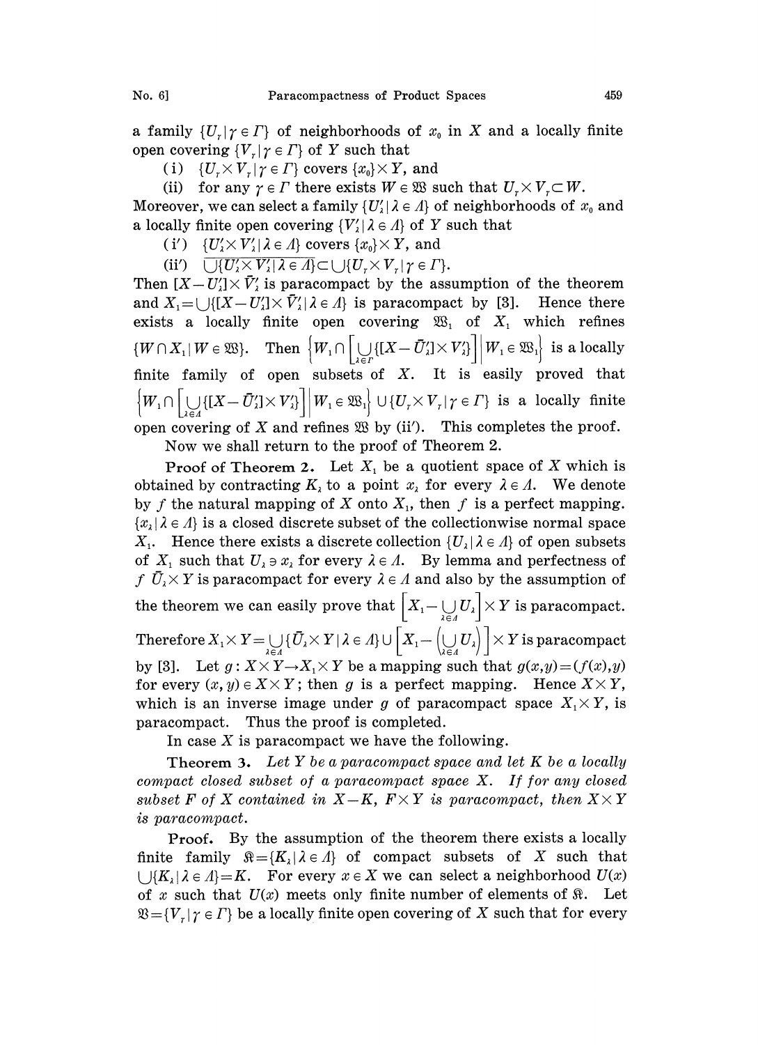a family $\{U_\gamma \mid \gamma \in \Gamma\}$ of neighborhoods of $x_0$ in $X$ and a locally finite open covering $\{V_\gamma \mid \gamma \in \Gamma\}$ of $Y$ such that

(i) $\{U_\gamma \times V_\gamma \mid \gamma \in \Gamma\}$ covers $\{x_0\} \times Y$, and

(ii) for any $\gamma \in \Gamma$ there exists $W \in \mathfrak{W}$ such that $U_\gamma \times V_\gamma \subset W$.

Moreover, we can select a family $\{U'_\lambda \mid \lambda \in \Lambda\}$ of neighborhoods of $x_0$ and a locally finite open covering $\{V'_\lambda \mid \lambda \in \Lambda\}$ of $Y$ such that

(i′) $\{U'_\lambda \times V'_\lambda \mid \lambda \in \Lambda\}$ covers $\{x_0\} \times Y$, and

(ii′) $\overline{\bigcup\{U'_\lambda \times V'_\lambda \mid \lambda \in \Lambda\}} \subset \bigcup\{U_\gamma \times V_\gamma \mid \gamma \in \Gamma\}$.

Then $[X - U'_\lambda] \times \bar{V}'_\lambda$ is paracompact by the assumption of the theorem and $X_1 = \bigcup\{[X - U'_\lambda] \times \bar{V}'_\lambda \mid \lambda \in \Lambda\}$ is paracompact by [3]. Hence there exists a locally finite open covering $\mathfrak{W}_1$ of $X_1$ which refines $\{W \cap X_1 \mid W \in \mathfrak{W}\}$. Then $\left\{W_1 \cap \left[\bigcup_{\lambda \in \Gamma}\{[X - \bar{U}'_\lambda] \times V'_\lambda\}\right] \middle| W_1 \in \mathfrak{W}_1\right\}$ is a locally finite family of open subsets of $X$. It is easily proved that $\left\{W_1 \cap \left[\bigcup_{\lambda \in \Lambda}\{[X - \bar{U}'_\lambda] \times V'_\lambda\}\right] \middle| W_1 \in \mathfrak{W}_1\right\} \cup \{U_\gamma \times V_\gamma \mid \gamma \in \Gamma\}$ is a locally finite open covering of $X$ and refines $\mathfrak{W}$ by (ii′). This completes the proof.

Now we shall return to the proof of Theorem 2.

**Proof of Theorem 2.** Let $X_1$ be a quotient space of $X$ which is obtained by contracting $K_\lambda$ to a point $x_\lambda$ for every $\lambda \in \Lambda$. We denote by $f$ the natural mapping of $X$ onto $X_1$, then $f$ is a perfect mapping. $\{x_\lambda \mid \lambda \in \Lambda\}$ is a closed discrete subset of the collectionwise normal space $X_1$. Hence there exists a discrete collection $\{U_\lambda \mid \lambda \in \Lambda\}$ of open subsets of $X_1$ such that $U_\lambda \ni x_\lambda$ for every $\lambda \in \Lambda$. By lemma and perfectness of $f$ $\bar{U}_\lambda \times Y$ is paracompact for every $\lambda \in \Lambda$ and also by the assumption of the theorem we can easily prove that $\left[X_1 - \bigcup_{\lambda \in \Lambda} U_\lambda\right] \times Y$ is paracompact. Therefore $X_1 \times Y = \bigcup_{\lambda \in \Lambda}\{\bar{U}_\lambda \times Y \mid \lambda \in \Lambda\} \cup \left[X_1 - \left(\bigcup_{\lambda \in \Lambda} U_\lambda\right)\right] \times Y$ is paracompact by [3]. Let $g : X \times Y \to X_1 \times Y$ be a mapping such that $g(x,y) = (f(x),y)$ for every $(x,y) \in X \times Y$; then $g$ is a perfect mapping. Hence $X \times Y$, which is an inverse image under $g$ of paracompact space $X_1 \times Y$, is paracompact. Thus the proof is completed.

In case $X$ is paracompact we have the following.

**Theorem 3.** *Let $Y$ be a paracompact space and let $K$ be a locally compact closed subset of a paracompact space $X$. If for any closed subset $F$ of $X$ contained in $X - K$, $F \times Y$ is paracompact, then $X \times Y$ is paracompact.*

**Proof.** By the assumption of the theorem there exists a locally finite family $\mathfrak{K} = \{K_\lambda \mid \lambda \in \Lambda\}$ of compact subsets of $X$ such that $\bigcup\{K_\lambda \mid \lambda \in \Lambda\} = K$. For every $x \in X$ we can select a neighborhood $U(x)$ of $x$ such that $U(x)$ meets only finite number of elements of $\mathfrak{K}$. Let $\mathfrak{V} = \{V_\gamma \mid \gamma \in \Gamma\}$ be a locally finite open covering of $X$ such that for every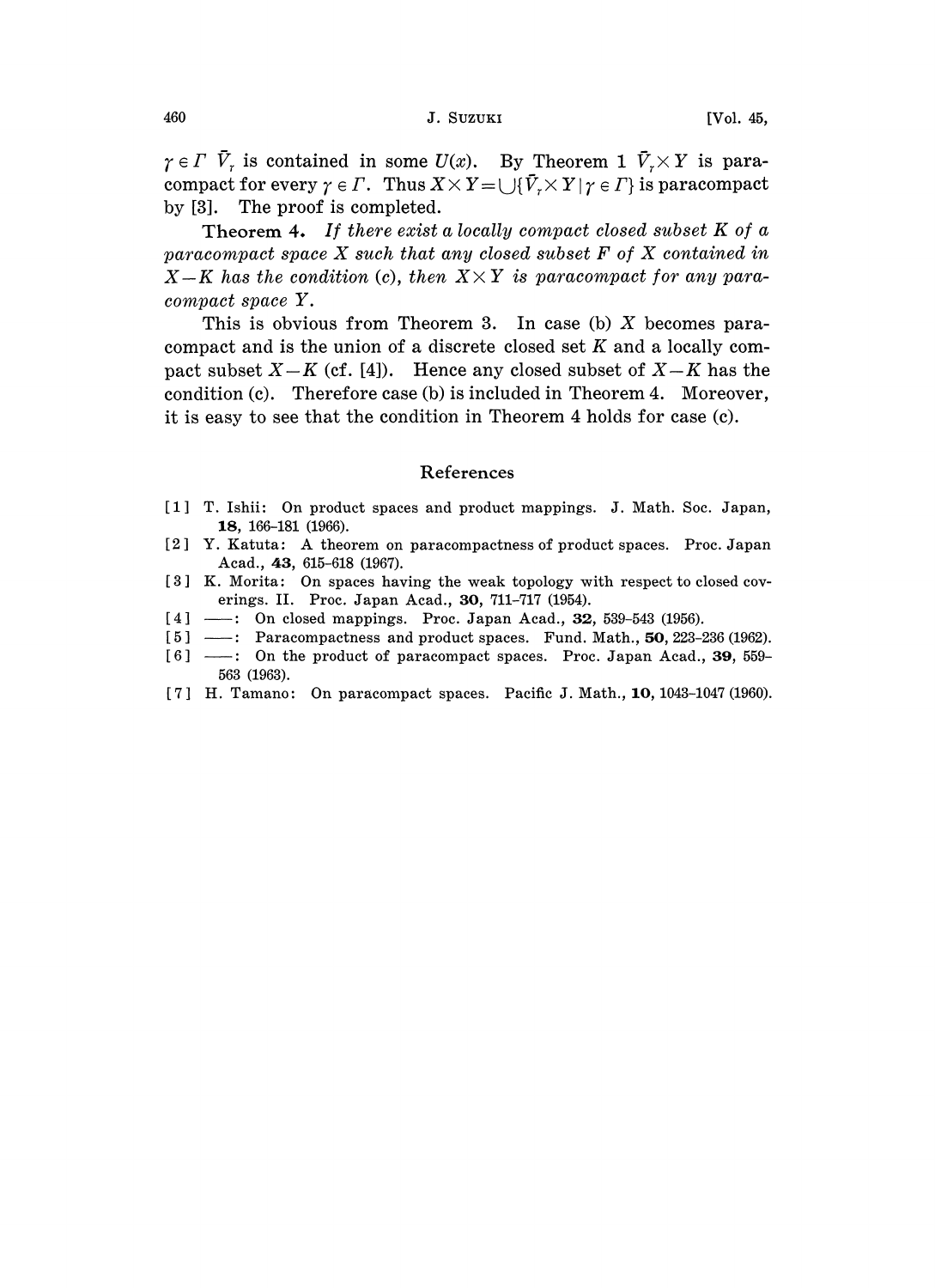$\gamma \in \Gamma$ $\bar{V}_\gamma$ is contained in some $U(x)$. By Theorem 1 $\bar{V}_\gamma \times Y$ is paracompact for every $\gamma \in \Gamma$. Thus $X \times Y = \bigcup \{\bar{V}_\gamma \times Y \mid \gamma \in \Gamma\}$ is paracompact by [3]. The proof is completed.

**Theorem 4.** *If there exist a locally compact closed subset $K$ of a paracompact space $X$ such that any closed subset $F$ of $X$ contained in $X - K$ has the condition (c), then $X \times Y$ is paracompact for any paracompact space $Y$.*

This is obvious from Theorem 3. In case (b) $X$ becomes paracompact and is the union of a discrete closed set $K$ and a locally compact subset $X - K$ (cf. [4]). Hence any closed subset of $X - K$ has the condition (c). Therefore case (b) is included in Theorem 4. Moreover, it is easy to see that the condition in Theorem 4 holds for case (c).

## References

[1] T. Ishii: On product spaces and product mappings. J. Math. Soc. Japan, **18**, 166–181 (1966).

[2] Y. Katuta: A theorem on paracompactness of product spaces. Proc. Japan Acad., **43**, 615–618 (1967).

[3] K. Morita: On spaces having the weak topology with respect to closed coverings. II. Proc. Japan Acad., **30**, 711–717 (1954).

[4] ——: On closed mappings. Proc. Japan Acad., **32**, 539–543 (1956).

[5] ——: Paracompactness and product spaces. Fund. Math., **50**, 223–236 (1962).

[6] ——: On the product of paracompact spaces. Proc. Japan Acad., **39**, 559–563 (1963).

[7] H. Tamano: On paracompact spaces. Pacific J. Math., **10**, 1043–1047 (1960).